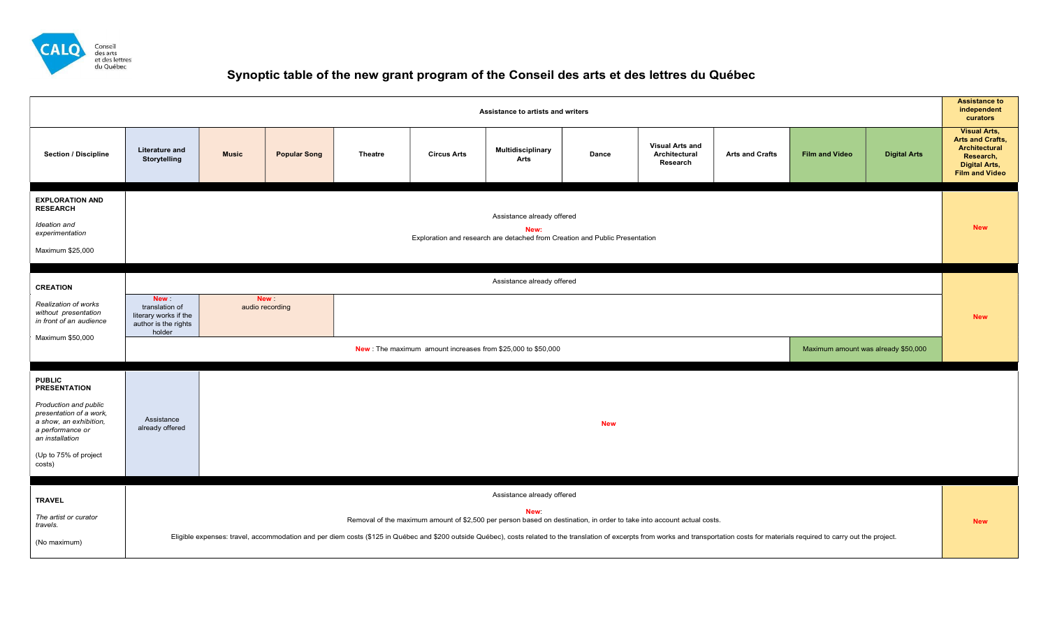# Synoptic table of the new grant program of the Conseil des arts et des lettres du Québec

| | Assistance to artists and writers | | | | | | | | | | | Assistance to independent curators |
|---|---|---|---|---|---|---|---|---|---|---|---|---|
| **Section / Discipline** | **Literature and Storytelling** | **Music** | **Popular Song** | **Theatre** | **Circus Arts** | **Multidisciplinary Arts** | **Dance** | **Visual Arts and Architectural Research** | **Arts and Crafts** | **Film and Video** | **Digital Arts** | **Visual Arts, Arts and Crafts, Architectural Research, Digital Arts, Film and Video** |
| **EXPLORATION AND RESEARCH**<br>*Ideation and experimentation*<br>Maximum $25,000 | Assistance already offered<br>**New:**<br>Exploration and research are detached from Creation and Public Presentation | | | | | | | | | | | **New** |
| **CREATION**<br>*Realization of works without presentation in front of an audience*<br>Maximum $50,000 | Assistance already offered | | | | | | | | | | | **New** |
| | **New** : translation of literary works if the author is the rights holder | **New** : audio recording | | | | | | | | | | |
| | **New** : The maximum amount increases from $25,000 to $50,000 | | | | | | | | | Maximum amount was already $50,000 | | |
| **PUBLIC PRESENTATION**<br>*Production and public presentation of a work, a show, an exhibition, a performance or an installation*<br>(Up to 75% of project costs) | Assistance already offered | **New** | | | | | | | | | | |
| **TRAVEL**<br>*The artist or curator travels.*<br>(No maximum) | Assistance already offered<br>**New:**<br>Removal of the maximum amount of $2,500 per person based on destination, in order to take into account actual costs.<br>Eligible expenses: travel, accommodation and per diem costs ($125 in Québec and $200 outside Québec), costs related to the translation of excerpts from works and transportation costs for materials required to carry out the project. | | | | | | | | | | | **New** |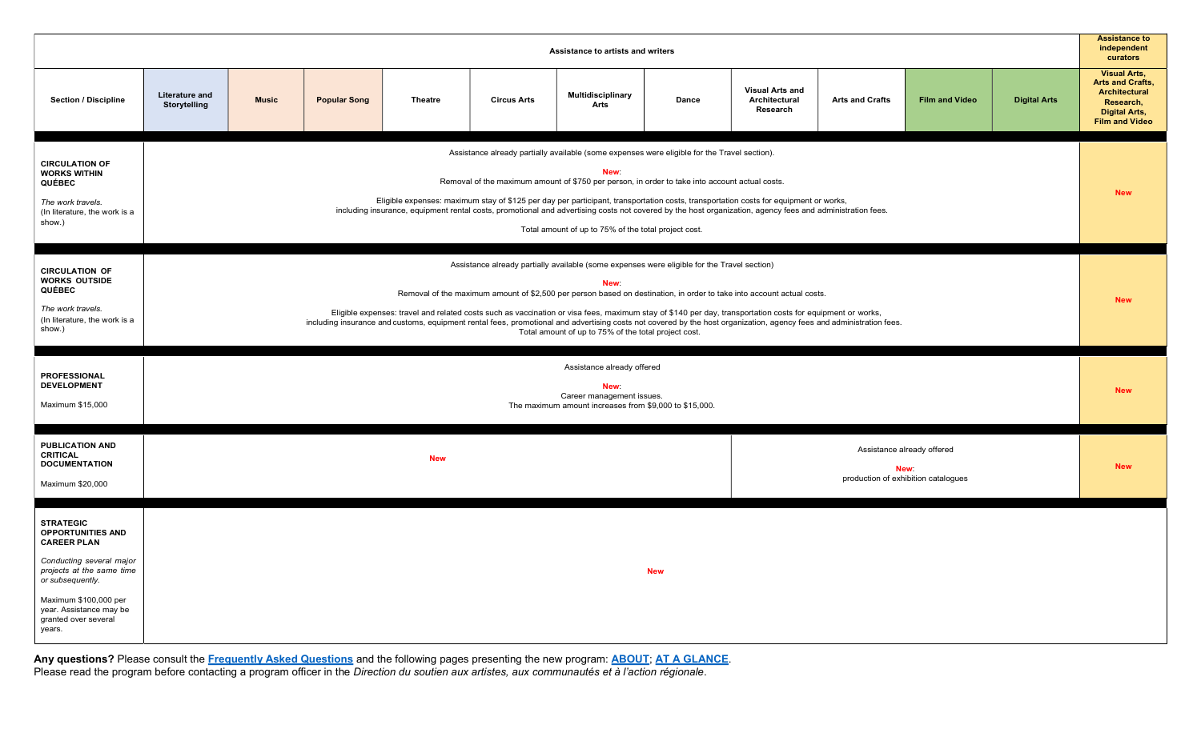| | Assistance to artists and writers | | | | | | | | | | | Assistance to independent curators |
|---|---|---|---|---|---|---|---|---|---|---|---|---|
| **Section / Discipline** | **Literature and Storytelling** | **Music** | **Popular Song** | **Theatre** | **Circus Arts** | **Multidisciplinary Arts** | **Dance** | **Visual Arts and Architectural Research** | **Arts and Crafts** | **Film and Video** | **Digital Arts** | **Visual Arts, Arts and Crafts, Architectural Research, Digital Arts, Film and Video** |
| **CIRCULATION OF WORKS WITHIN QUÉBEC** *The work travels.* (In literature, the work is a show.) | Assistance already partially available (some expenses were eligible for the Travel section). **New**: Removal of the maximum amount of $750 per person, in order to take into account actual costs. Eligible expenses: maximum stay of $125 per day per participant, transportation costs, transportation costs for equipment or works, including insurance, equipment rental costs, promotional and advertising costs not covered by the host organization, agency fees and administration fees. Total amount of up to 75% of the total project cost. | | | | | | | | | | | **New** |
| **CIRCULATION OF WORKS OUTSIDE QUÉBEC** *The work travels.* (In literature, the work is a show.) | Assistance already partially available (some expenses were eligible for the Travel section) **New**: Removal of the maximum amount of $2,500 per person based on destination, in order to take into account actual costs. Eligible expenses: travel and related costs such as vaccination or visa fees, maximum stay of $140 per day, transportation costs for equipment or works, including insurance and customs, equipment rental fees, promotional and advertising costs not covered by the host organization, agency fees and administration fees. Total amount of up to 75% of the total project cost. | | | | | | | | | | | **New** |
| **PROFESSIONAL DEVELOPMENT** Maximum $15,000 | Assistance already offered **New**: Career management issues. The maximum amount increases from $9,000 to $15,000. | | | | | | | | | | | **New** |
| **PUBLICATION AND CRITICAL DOCUMENTATION** Maximum $20,000 | **New** | | | | | | | Assistance already offered **New**: production of exhibition catalogues | | | | **New** |
| **STRATEGIC OPPORTUNITIES AND CAREER PLAN** *Conducting several major projects at the same time or subsequently.* Maximum $100,000 per year. Assistance may be granted over several years. | **New** | | | | | | | | | | | |

**Any questions?** Please consult the **Frequently Asked Questions** and the following pages presenting the new program: **ABOUT**; **AT A GLANCE**.
Please read the program before contacting a program officer in the *Direction du soutien aux artistes, aux communautés et à l'action régionale*.